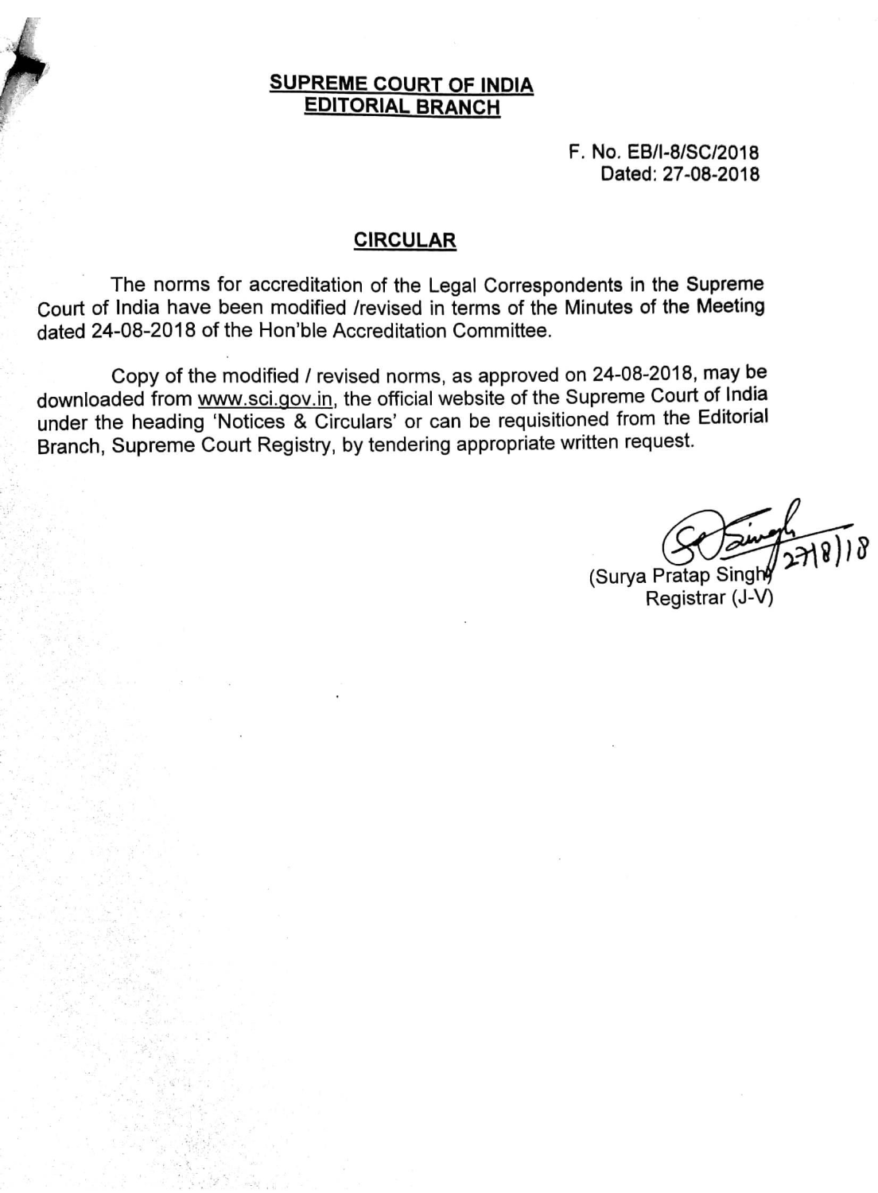**SUPREME COURT OF INDIA**
**EDITORIAL BRANCH**

F. No. EB/I-8/SC/2018
Dated: 27-08-2018

## CIRCULAR

The norms for accreditation of the Legal Correspondents in the Supreme Court of India have been modified /revised in terms of the Minutes of the Meeting dated 24-08-2018 of the Hon'ble Accreditation Committee.

Copy of the modified / revised norms, as approved on 24-08-2018, may be downloaded from www.sci.gov.in, the official website of the Supreme Court of India under the heading 'Notices & Circulars' or can be requisitioned from the Editorial Branch, Supreme Court Registry, by tendering appropriate written request.

27/8/18
(Surya Pratap Singh)
Registrar (J-V)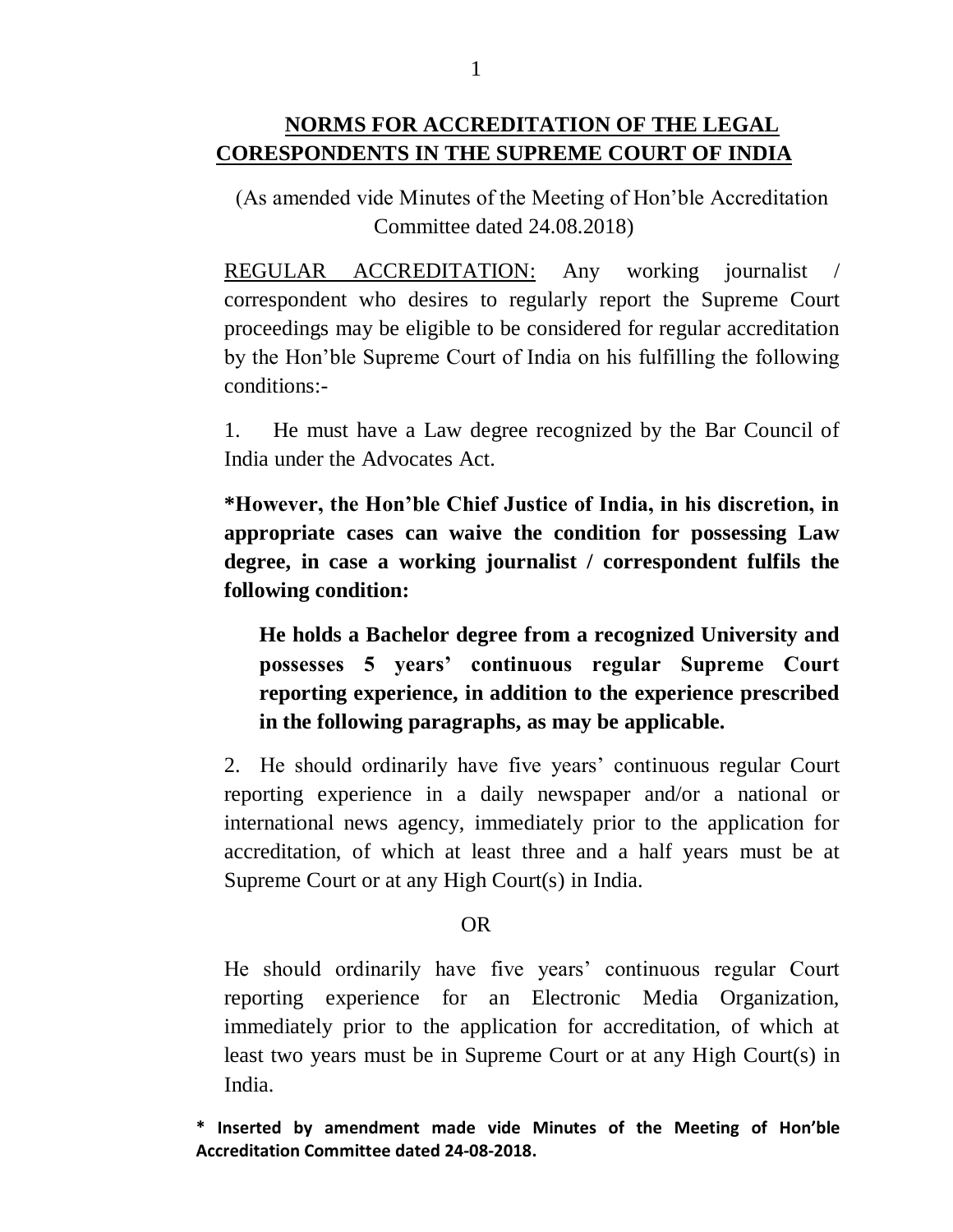## NORMS FOR ACCREDITATION OF THE LEGAL CORESPONDENTS IN THE SUPREME COURT OF INDIA

(As amended vide Minutes of the Meeting of Hon'ble Accreditation Committee dated 24.08.2018)

REGULAR ACCREDITATION: Any working journalist / correspondent who desires to regularly report the Supreme Court proceedings may be eligible to be considered for regular accreditation by the Hon'ble Supreme Court of India on his fulfilling the following conditions:-

1. He must have a Law degree recognized by the Bar Council of India under the Advocates Act.

**\*However, the Hon'ble Chief Justice of India, in his discretion, in appropriate cases can waive the condition for possessing Law degree, in case a working journalist / correspondent fulfils the following condition:**

> **He holds a Bachelor degree from a recognized University and possesses 5 years' continuous regular Supreme Court reporting experience, in addition to the experience prescribed in the following paragraphs, as may be applicable.**

2. He should ordinarily have five years' continuous regular Court reporting experience in a daily newspaper and/or a national or international news agency, immediately prior to the application for accreditation, of which at least three and a half years must be at Supreme Court or at any High Court(s) in India.

OR

He should ordinarily have five years' continuous regular Court reporting experience for an Electronic Media Organization, immediately prior to the application for accreditation, of which at least two years must be in Supreme Court or at any High Court(s) in India.

**\* Inserted by amendment made vide Minutes of the Meeting of Hon'ble Accreditation Committee dated 24-08-2018.**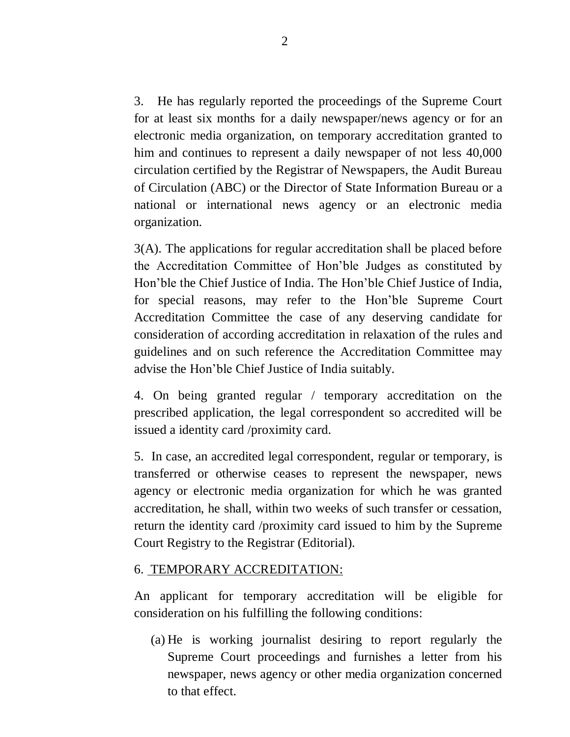3. He has regularly reported the proceedings of the Supreme Court for at least six months for a daily newspaper/news agency or for an electronic media organization, on temporary accreditation granted to him and continues to represent a daily newspaper of not less 40,000 circulation certified by the Registrar of Newspapers, the Audit Bureau of Circulation (ABC) or the Director of State Information Bureau or a national or international news agency or an electronic media organization.

3(A). The applications for regular accreditation shall be placed before the Accreditation Committee of Hon'ble Judges as constituted by Hon'ble the Chief Justice of India. The Hon'ble Chief Justice of India, for special reasons, may refer to the Hon'ble Supreme Court Accreditation Committee the case of any deserving candidate for consideration of according accreditation in relaxation of the rules and guidelines and on such reference the Accreditation Committee may advise the Hon'ble Chief Justice of India suitably.

4. On being granted regular / temporary accreditation on the prescribed application, the legal correspondent so accredited will be issued a identity card /proximity card.

5. In case, an accredited legal correspondent, regular or temporary, is transferred or otherwise ceases to represent the newspaper, news agency or electronic media organization for which he was granted accreditation, he shall, within two weeks of such transfer or cessation, return the identity card /proximity card issued to him by the Supreme Court Registry to the Registrar (Editorial).

6. TEMPORARY ACCREDITATION:

An applicant for temporary accreditation will be eligible for consideration on his fulfilling the following conditions:

(a) He is working journalist desiring to report regularly the Supreme Court proceedings and furnishes a letter from his newspaper, news agency or other media organization concerned to that effect.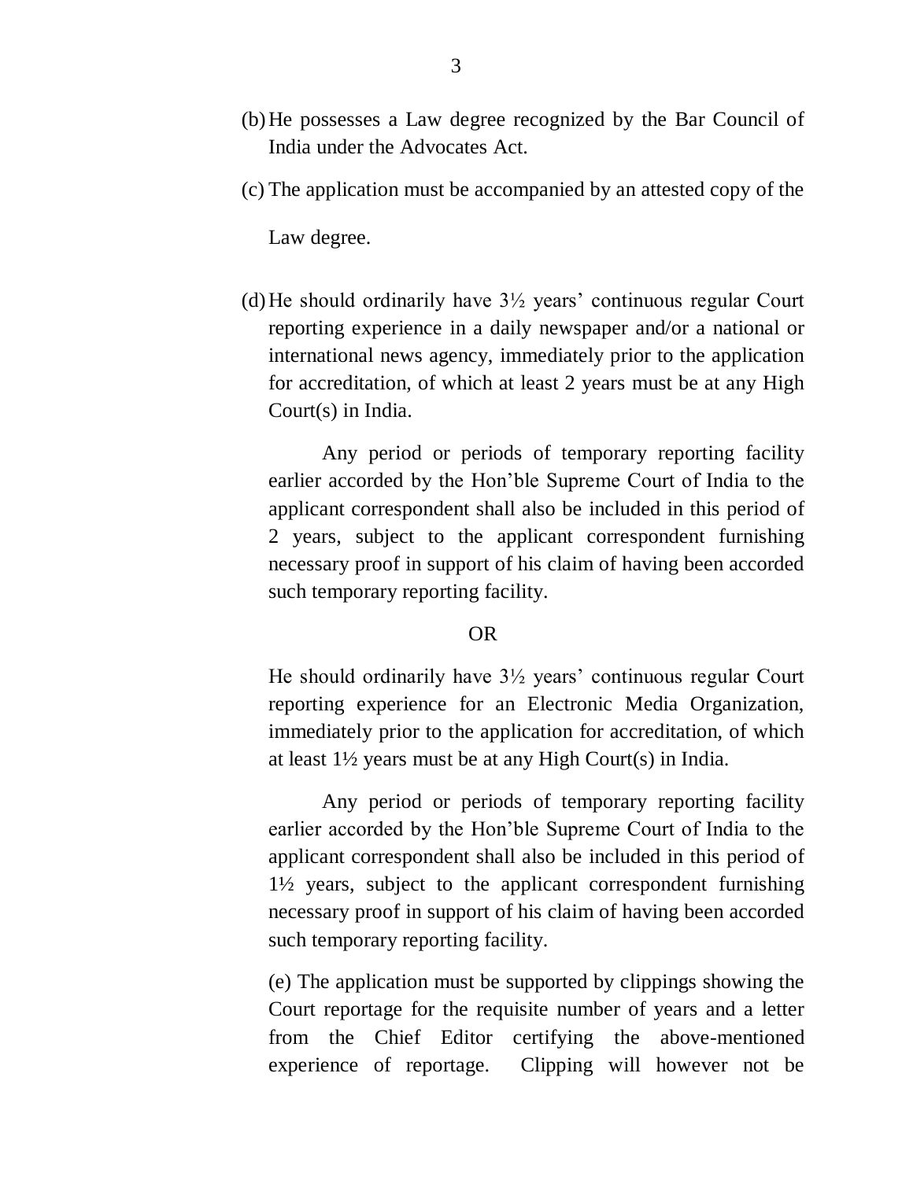(b) He possesses a Law degree recognized by the Bar Council of India under the Advocates Act.

(c) The application must be accompanied by an attested copy of the Law degree.

(d) He should ordinarily have 3½ years' continuous regular Court reporting experience in a daily newspaper and/or a national or international news agency, immediately prior to the application for accreditation, of which at least 2 years must be at any High Court(s) in India.

Any period or periods of temporary reporting facility earlier accorded by the Hon'ble Supreme Court of India to the applicant correspondent shall also be included in this period of 2 years, subject to the applicant correspondent furnishing necessary proof in support of his claim of having been accorded such temporary reporting facility.

OR

He should ordinarily have 3½ years' continuous regular Court reporting experience for an Electronic Media Organization, immediately prior to the application for accreditation, of which at least 1½ years must be at any High Court(s) in India.

Any period or periods of temporary reporting facility earlier accorded by the Hon'ble Supreme Court of India to the applicant correspondent shall also be included in this period of 1½ years, subject to the applicant correspondent furnishing necessary proof in support of his claim of having been accorded such temporary reporting facility.

(e) The application must be supported by clippings showing the Court reportage for the requisite number of years and a letter from the Chief Editor certifying the above-mentioned experience of reportage. Clipping will however not be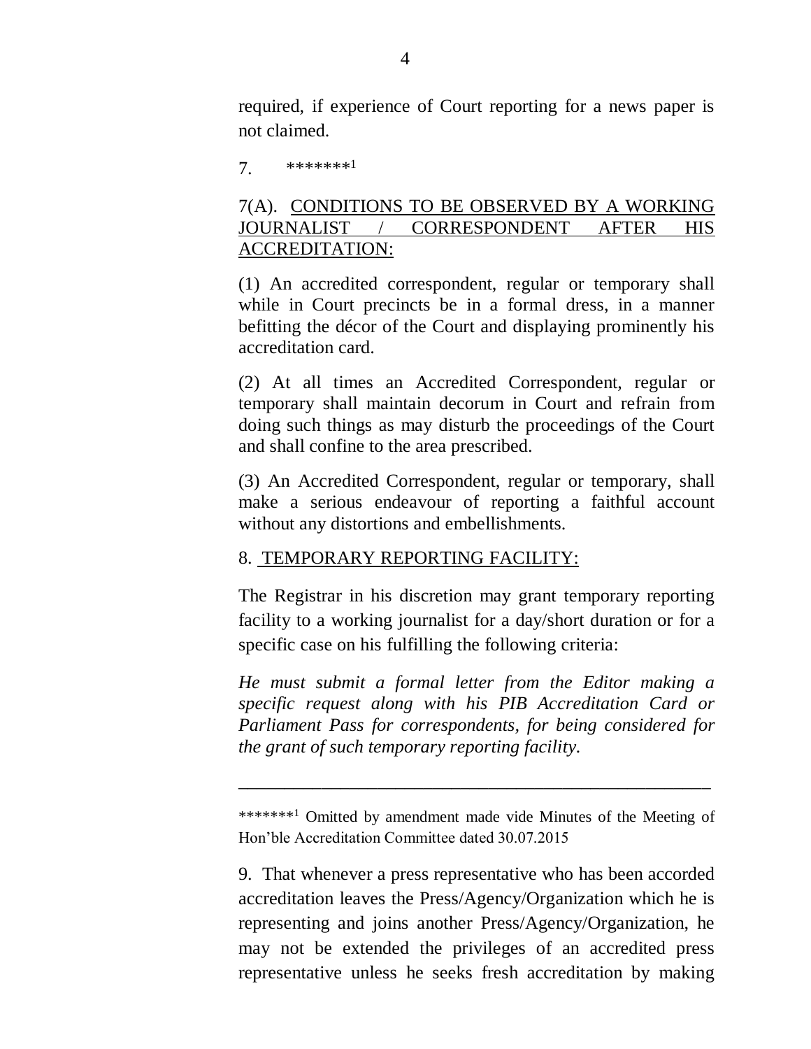required, if experience of Court reporting for a news paper is not claimed.

7. *******[1]

7(A). CONDITIONS TO BE OBSERVED BY A WORKING JOURNALIST / CORRESPONDENT AFTER HIS ACCREDITATION:

(1) An accredited correspondent, regular or temporary shall while in Court precincts be in a formal dress, in a manner befitting the décor of the Court and displaying prominently his accreditation card.

(2) At all times an Accredited Correspondent, regular or temporary shall maintain decorum in Court and refrain from doing such things as may disturb the proceedings of the Court and shall confine to the area prescribed.

(3) An Accredited Correspondent, regular or temporary, shall make a serious endeavour of reporting a faithful account without any distortions and embellishments.

8. TEMPORARY REPORTING FACILITY:

The Registrar in his discretion may grant temporary reporting facility to a working journalist for a day/short duration or for a specific case on his fulfilling the following criteria:

*He must submit a formal letter from the Editor making a specific request along with his PIB Accreditation Card or Parliament Pass for correspondents, for being considered for the grant of such temporary reporting facility.*

---

*******[1] Omitted by amendment made vide Minutes of the Meeting of Hon'ble Accreditation Committee dated 30.07.2015

9. That whenever a press representative who has been accorded accreditation leaves the Press/Agency/Organization which he is representing and joins another Press/Agency/Organization, he may not be extended the privileges of an accredited press representative unless he seeks fresh accreditation by making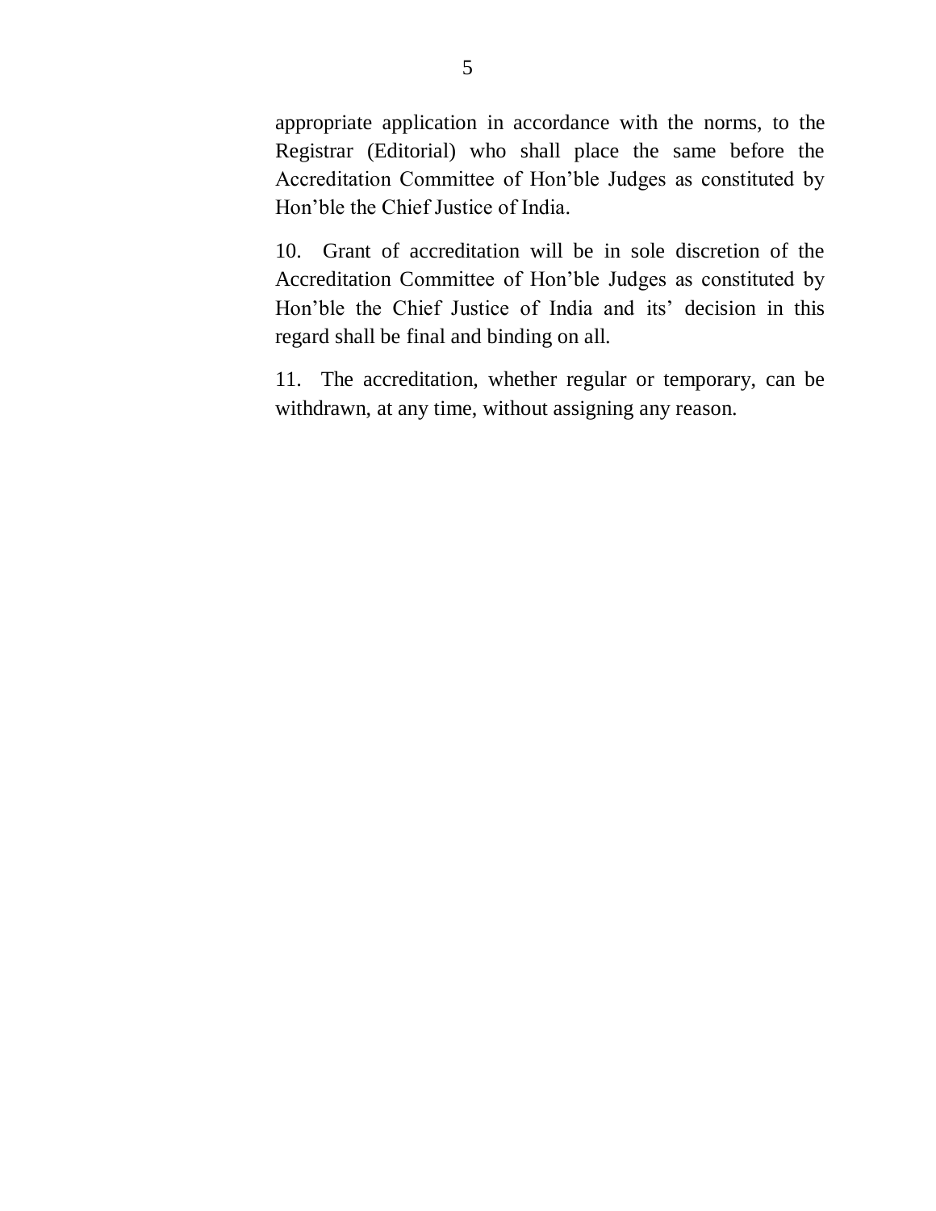appropriate application in accordance with the norms, to the Registrar (Editorial) who shall place the same before the Accreditation Committee of Hon'ble Judges as constituted by Hon'ble the Chief Justice of India.

10. Grant of accreditation will be in sole discretion of the Accreditation Committee of Hon'ble Judges as constituted by Hon'ble the Chief Justice of India and its' decision in this regard shall be final and binding on all.

11. The accreditation, whether regular or temporary, can be withdrawn, at any time, without assigning any reason.